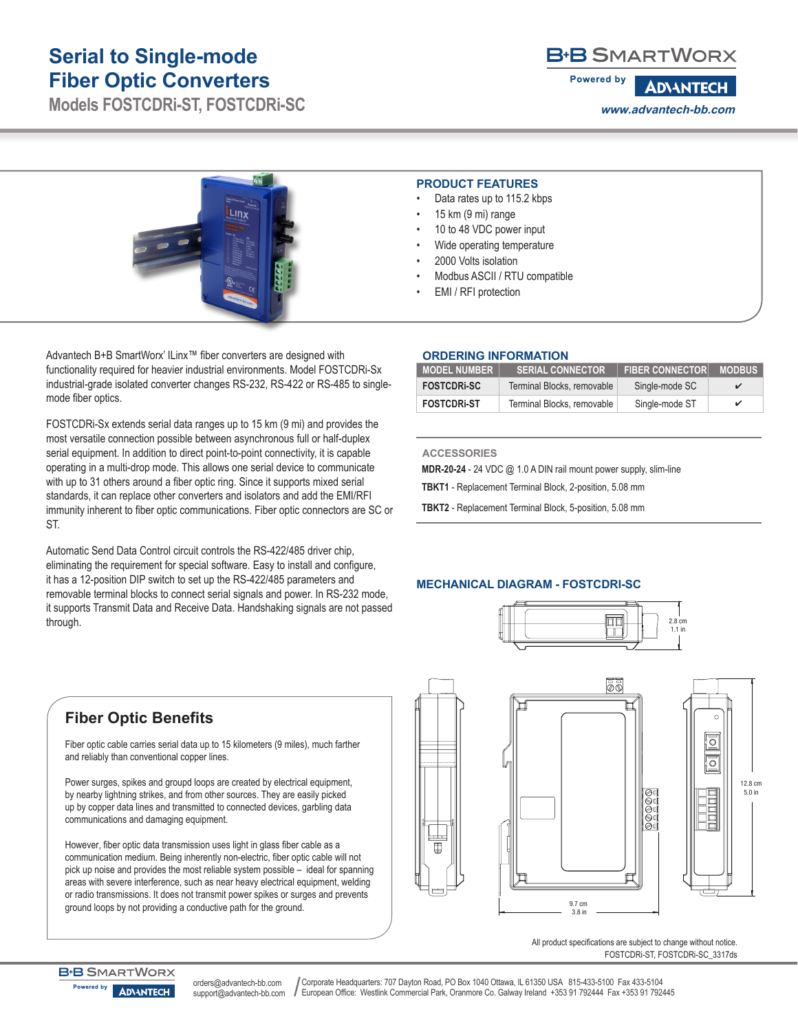# Serial to Single-mode Fiber Optic Converters

## Models FOSTCDRi-ST, FOSTCDRi-SC

B+B SmartWorx Powered by ADVANTECH
www.advantech-bb.com

## PRODUCT FEATURES

- Data rates up to 115.2 kbps
- 15 km (9 mi) range
- 10 to 48 VDC power input
- Wide operating temperature
- 2000 Volts isolation
- Modbus ASCII / RTU compatible
- EMI / RFI protection

Advantech B+B SmartWorx' ILinx™ fiber converters are designed with functionality required for heavier industrial environments. Model FOSTCDRi-Sx industrial-grade isolated converter changes RS-232, RS-422 or RS-485 to single-mode fiber optics.

FOSTCDRi-Sx extends serial data ranges up to 15 km (9 mi) and provides the most versatile connection possible between asynchronous full or half-duplex serial equipment. In addition to direct point-to-point connectivity, it is capable operating in a multi-drop mode. This allows one serial device to communicate with up to 31 others around a fiber optic ring. Since it supports mixed serial standards, it can replace other converters and isolators and add the EMI/RFI immunity inherent to fiber optic communications. Fiber optic connectors are SC or ST.

Automatic Send Data Control circuit controls the RS-422/485 driver chip, eliminating the requirement for special software. Easy to install and configure, it has a 12-position DIP switch to set up the RS-422/485 parameters and removable terminal blocks to connect serial signals and power. In RS-232 mode, it supports Transmit Data and Receive Data. Handshaking signals are not passed through.

## Fiber Optic Benefits

Fiber optic cable carries serial data up to 15 kilometers (9 miles), much farther and reliably than conventional copper lines.

Power surges, spikes and groupd loops are created by electrical equipment, by nearby lightning strikes, and from other sources. They are easily picked up by copper data lines and transmitted to connected devices, garbling data communications and damaging equipment.

However, fiber optic data transmission uses light in glass fiber cable as a communication medium. Being inherently non-electric, fiber optic cable will not pick up noise and provides the most reliable system possible – ideal for spanning areas with severe interference, such as near heavy electrical equipment, welding or radio transmissions. It does not transmit power spikes or surges and prevents ground loops by not providing a conductive path for the ground.

## ORDERING INFORMATION

| MODEL NUMBER | SERIAL CONNECTOR | FIBER CONNECTOR | MODBUS |
|---|---|---|---|
| **FOSTCDRi-SC** | Terminal Blocks, removable | Single-mode SC | ✔ |
| **FOSTCDRi-ST** | Terminal Blocks, removable | Single-mode ST | ✔ |

## ACCESSORIES

**MDR-20-24** - 24 VDC @ 1.0 A DIN rail mount power supply, slim-line

**TBKT1** - Replacement Terminal Block, 2-position, 5.08 mm

**TBKT2** - Replacement Terminal Block, 5-position, 5.08 mm

## MECHANICAL DIAGRAM - FOSTCDRI-SC

2.8 cm
1.1 in

12.8 cm
5.0 in

9.7 cm
3.8 in

All product specifications are subject to change without notice.
FOSTCDRi-ST, FOSTCDRi-SC_3317ds

orders@advantech-bb.com
support@advantech-bb.com

Corporate Headquarters: 707 Dayton Road, PO Box 1040 Ottawa, IL 61350 USA 815-433-5100 Fax 433-5104
European Office: Westlink Commercial Park, Oranmore Co. Galway Ireland +353 91 792444 Fax +353 91 792445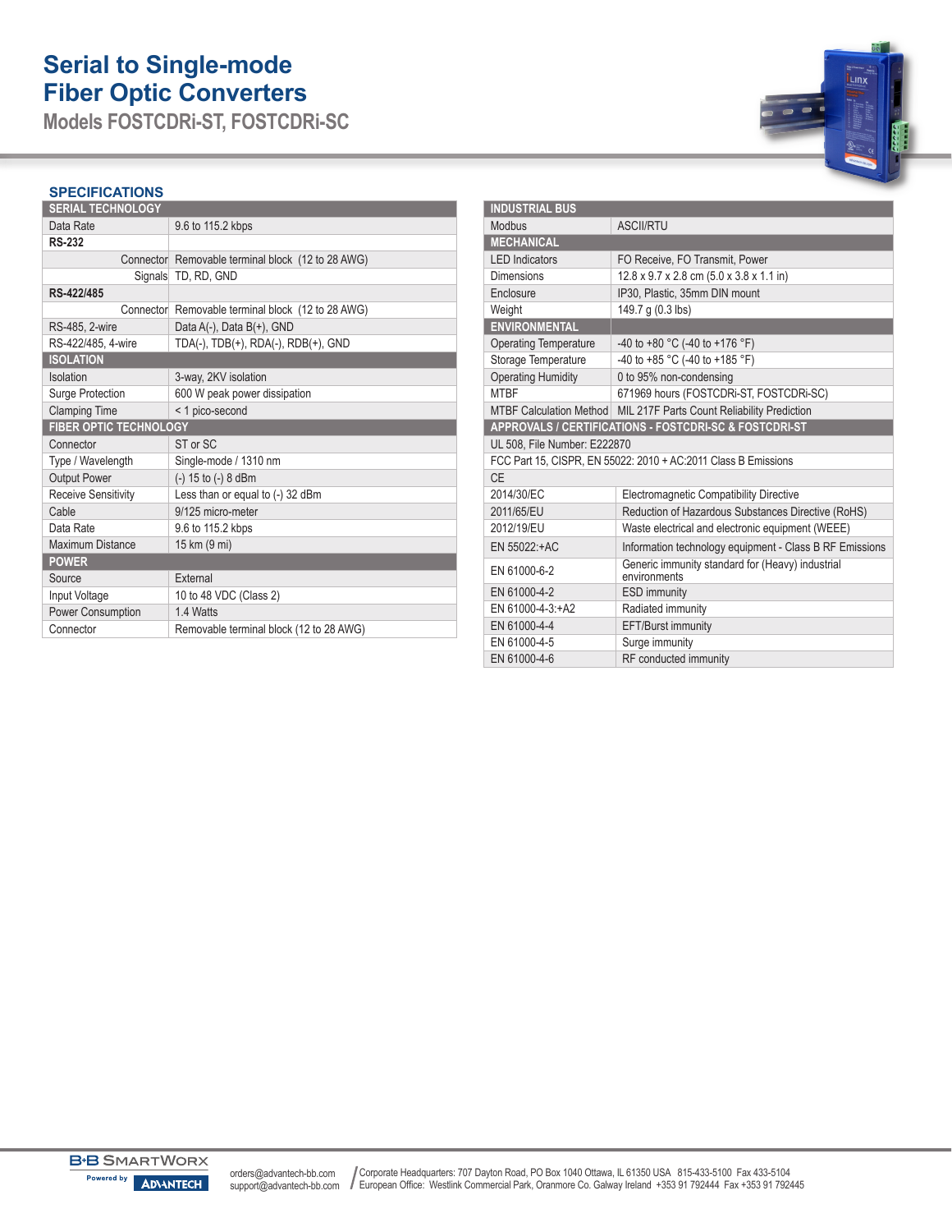# Serial to Single-mode Fiber Optic Converters

## Models FOSTCDRi-ST, FOSTCDRi-SC

### SPECIFICATIONS

| | |
|---|---|
| **SERIAL TECHNOLOGY** | |
| Data Rate | 9.6 to 115.2 kbps |
| **RS-232** | |
| Connector | Removable terminal block (12 to 28 AWG) |
| Signals | TD, RD, GND |
| **RS-422/485** | |
| Connector | Removable terminal block (12 to 28 AWG) |
| RS-485, 2-wire | Data A(-), Data B(+), GND |
| RS-422/485, 4-wire | TDA(-), TDB(+), RDA(-), RDB(+), GND |
| **ISOLATION** | |
| Isolation | 3-way, 2KV isolation |
| Surge Protection | 600 W peak power dissipation |
| Clamping Time | < 1 pico-second |
| **FIBER OPTIC TECHNOLOGY** | |
| Connector | ST or SC |
| Type / Wavelength | Single-mode / 1310 nm |
| Output Power | (-) 15 to (-) 8 dBm |
| Receive Sensitivity | Less than or equal to (-) 32 dBm |
| Cable | 9/125 micro-meter |
| Data Rate | 9.6 to 115.2 kbps |
| Maximum Distance | 15 km (9 mi) |
| **POWER** | |
| Source | External |
| Input Voltage | 10 to 48 VDC (Class 2) |
| Power Consumption | 1.4 Watts |
| Connector | Removable terminal block (12 to 28 AWG) |

| | |
|---|---|
| **INDUSTRIAL BUS** | |
| Modbus | ASCII/RTU |
| **MECHANICAL** | |
| LED Indicators | FO Receive, FO Transmit, Power |
| Dimensions | 12.8 x 9.7 x 2.8 cm (5.0 x 3.8 x 1.1 in) |
| Enclosure | IP30, Plastic, 35mm DIN mount |
| Weight | 149.7 g (0.3 lbs) |
| **ENVIRONMENTAL** | |
| Operating Temperature | -40 to +80 °C (-40 to +176 °F) |
| Storage Temperature | -40 to +85 °C (-40 to +185 °F) |
| Operating Humidity | 0 to 95% non-condensing |
| MTBF | 671969 hours (FOSTCDRi-ST, FOSTCDRi-SC) |
| MTBF Calculation Method | MIL 217F Parts Count Reliability Prediction |
| **APPROVALS / CERTIFICATIONS - FOSTCDRI-SC & FOSTCDRI-ST** | |
| UL 508, File Number: E222870 | |
| FCC Part 15, CISPR, EN 55022: 2010 + AC:2011 Class B Emissions | |
| CE | |
| 2014/30/EC | Electromagnetic Compatibility Directive |
| 2011/65/EU | Reduction of Hazardous Substances Directive (RoHS) |
| 2012/19/EU | Waste electrical and electronic equipment (WEEE) |
| EN 55022:+AC | Information technology equipment - Class B RF Emissions |
| EN 61000-6-2 | Generic immunity standard for (Heavy) industrial environments |
| EN 61000-4-2 | ESD immunity |
| EN 61000-4-3:+A2 | Radiated immunity |
| EN 61000-4-4 | EFT/Burst immunity |
| EN 61000-4-5 | Surge immunity |
| EN 61000-4-6 | RF conducted immunity |

B+B SmartWorx Powered by Advantech

orders@advantech-bb.com
support@advantech-bb.com

Corporate Headquarters: 707 Dayton Road, PO Box 1040 Ottawa, IL 61350 USA 815-433-5100 Fax 433-5104
European Office: Westlink Commercial Park, Oranmore Co. Galway Ireland +353 91 792444 Fax +353 91 792445